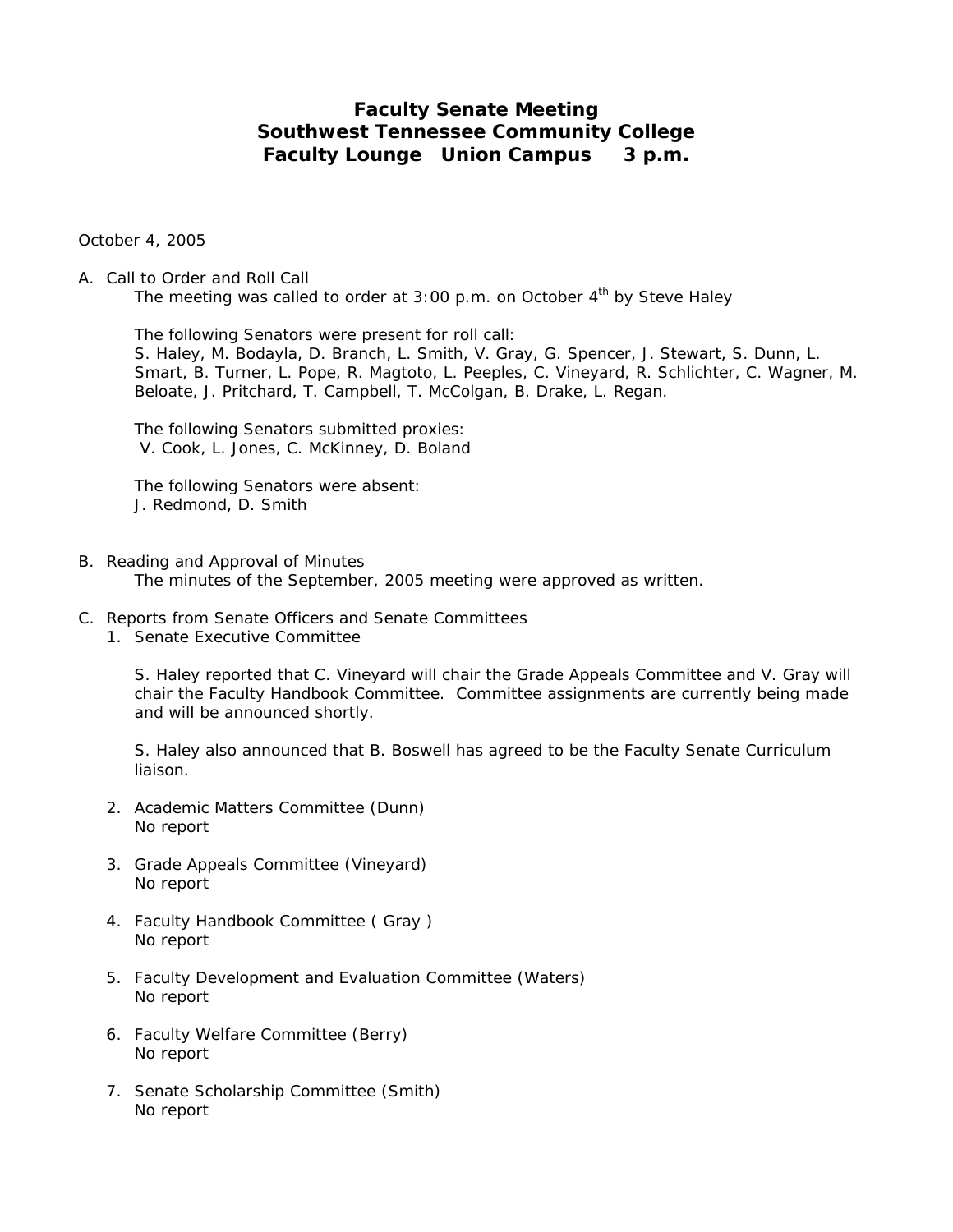# Faculty Senate Meeting
# Southwest Tennessee Community College
# Faculty Lounge Union Campus 3 p.m.

October 4, 2005

A. Call to Order and Roll Call

The meeting was called to order at 3:00 p.m. on October 4th by Steve Haley

The following Senators were present for roll call:
S. Haley, M. Bodayla, D. Branch, L. Smith, V. Gray, G. Spencer, J. Stewart, S. Dunn, L. Smart, B. Turner, L. Pope, R. Magtoto, L. Peeples, C. Vineyard, R. Schlichter, C. Wagner, M. Beloate, J. Pritchard, T. Campbell, T. McColgan, B. Drake, L. Regan.

The following Senators submitted proxies:
V. Cook, L. Jones, C. McKinney, D. Boland

The following Senators were absent:
J. Redmond, D. Smith

B. Reading and Approval of Minutes

The minutes of the September, 2005 meeting were approved as written.

C. Reports from Senate Officers and Senate Committees

1. Senate Executive Committee

   S. Haley reported that C. Vineyard will chair the Grade Appeals Committee and V. Gray will chair the Faculty Handbook Committee. Committee assignments are currently being made and will be announced shortly.

   S. Haley also announced that B. Boswell has agreed to be the Faculty Senate Curriculum liaison.

2. Academic Matters Committee (Dunn)
   No report

3. Grade Appeals Committee (Vineyard)
   No report

4. Faculty Handbook Committee ( Gray )
   No report

5. Faculty Development and Evaluation Committee (Waters)
   No report

6. Faculty Welfare Committee (Berry)
   No report

7. Senate Scholarship Committee (Smith)
   No report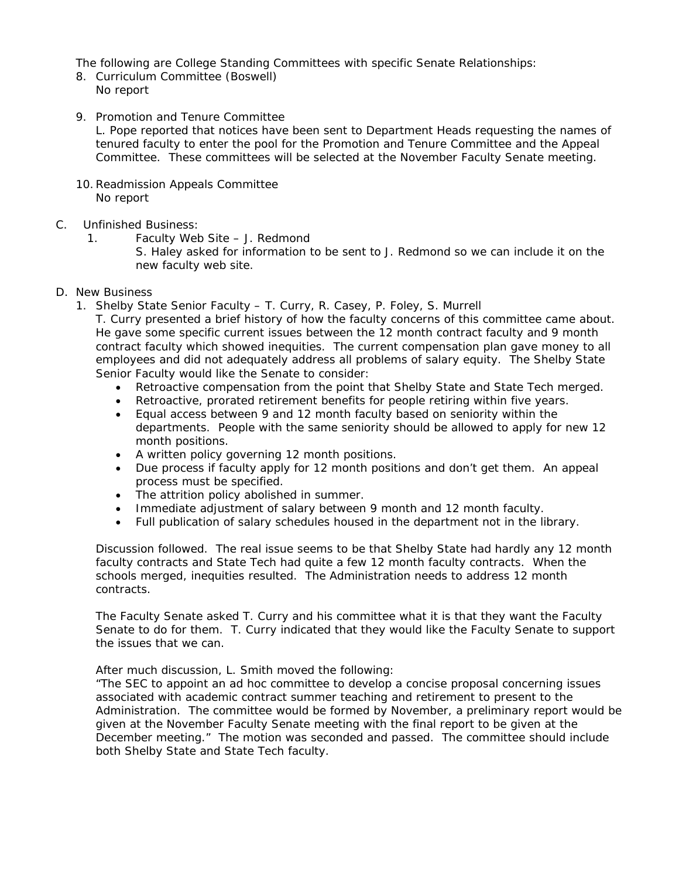The following are College Standing Committees with specific Senate Relationships:

8. Curriculum Committee (Boswell)
   No report

9. Promotion and Tenure Committee
   L. Pope reported that notices have been sent to Department Heads requesting the names of tenured faculty to enter the pool for the Promotion and Tenure Committee and the Appeal Committee. These committees will be selected at the November Faculty Senate meeting.

10. Readmission Appeals Committee
    No report

C. Unfinished Business:

1. Faculty Web Site – J. Redmond
   S. Haley asked for information to be sent to J. Redmond so we can include it on the new faculty web site.

D. New Business

1. Shelby State Senior Faculty – T. Curry, R. Casey, P. Foley, S. Murrell
   T. Curry presented a brief history of how the faculty concerns of this committee came about. He gave some specific current issues between the 12 month contract faculty and 9 month contract faculty which showed inequities. The current compensation plan gave money to all employees and did not adequately address all problems of salary equity. The Shelby State Senior Faculty would like the Senate to consider:
   - Retroactive compensation from the point that Shelby State and State Tech merged.
   - Retroactive, prorated retirement benefits for people retiring within five years.
   - Equal access between 9 and 12 month faculty based on seniority within the departments. People with the same seniority should be allowed to apply for new 12 month positions.
   - A written policy governing 12 month positions.
   - Due process if faculty apply for 12 month positions and don't get them. An appeal process must be specified.
   - The attrition policy abolished in summer.
   - Immediate adjustment of salary between 9 month and 12 month faculty.
   - Full publication of salary schedules housed in the department not in the library.

   Discussion followed. The real issue seems to be that Shelby State had hardly any 12 month faculty contracts and State Tech had quite a few 12 month faculty contracts. When the schools merged, inequities resulted. The Administration needs to address 12 month contracts.

   The Faculty Senate asked T. Curry and his committee what it is that they want the Faculty Senate to do for them. T. Curry indicated that they would like the Faculty Senate to support the issues that we can.

   After much discussion, L. Smith moved the following:
   "The SEC to appoint an ad hoc committee to develop a concise proposal concerning issues associated with academic contract summer teaching and retirement to present to the Administration. The committee would be formed by November, a preliminary report would be given at the November Faculty Senate meeting with the final report to be given at the December meeting." The motion was seconded and passed. The committee should include both Shelby State and State Tech faculty.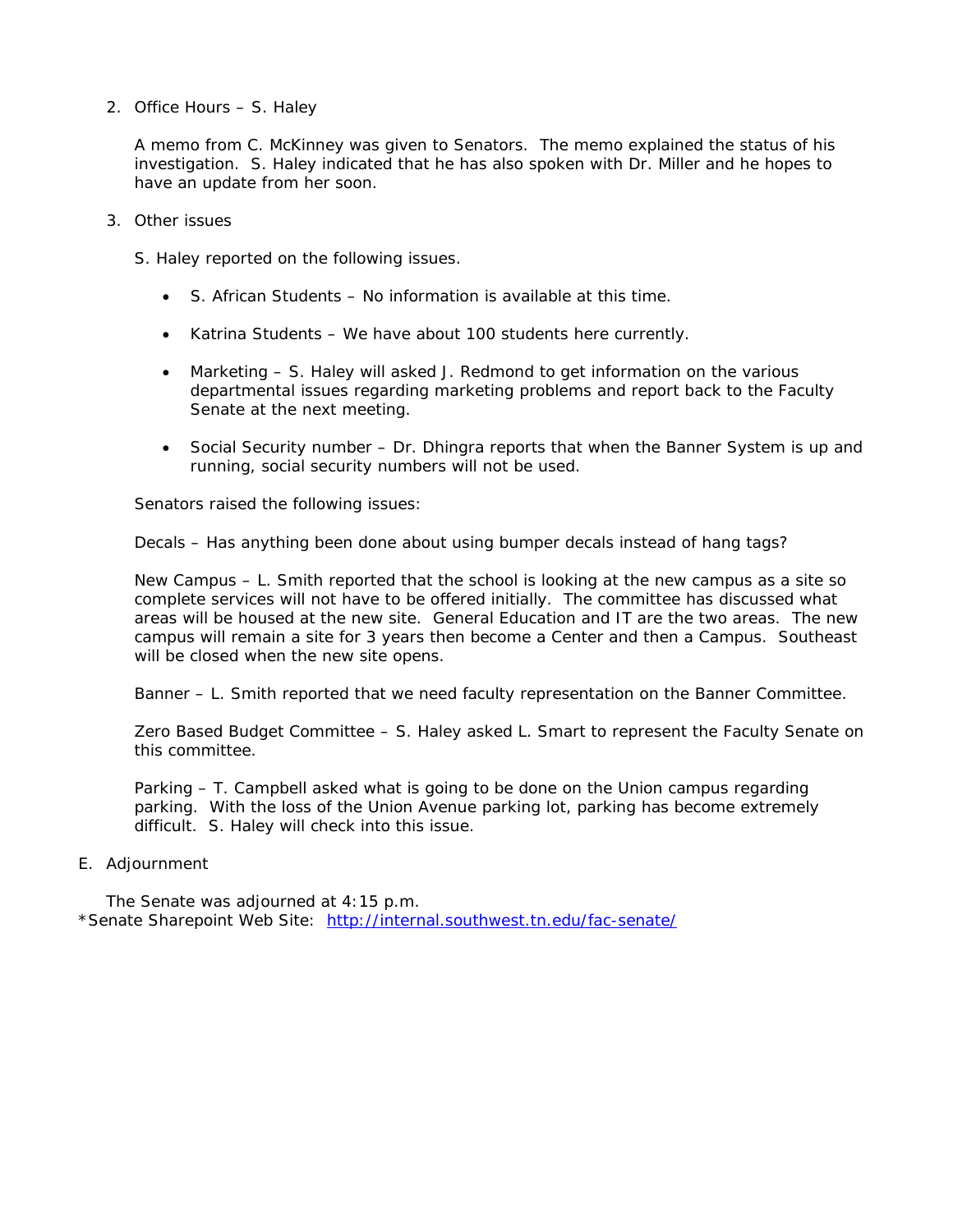2. Office Hours – S. Haley

   A memo from C. McKinney was given to Senators. The memo explained the status of his investigation. S. Haley indicated that he has also spoken with Dr. Miller and he hopes to have an update from her soon.

3. Other issues

   S. Haley reported on the following issues.

   - S. African Students – No information is available at this time.
   - Katrina Students – We have about 100 students here currently.
   - Marketing – S. Haley will asked J. Redmond to get information on the various departmental issues regarding marketing problems and report back to the Faculty Senate at the next meeting.
   - Social Security number – Dr. Dhingra reports that when the Banner System is up and running, social security numbers will not be used.

   Senators raised the following issues:

   Decals – Has anything been done about using bumper decals instead of hang tags?

   New Campus – L. Smith reported that the school is looking at the new campus as a site so complete services will not have to be offered initially. The committee has discussed what areas will be housed at the new site. General Education and IT are the two areas. The new campus will remain a site for 3 years then become a Center and then a Campus. Southeast will be closed when the new site opens.

   Banner – L. Smith reported that we need faculty representation on the Banner Committee.

   Zero Based Budget Committee – S. Haley asked L. Smart to represent the Faculty Senate on this committee.

   Parking – T. Campbell asked what is going to be done on the Union campus regarding parking. With the loss of the Union Avenue parking lot, parking has become extremely difficult. S. Haley will check into this issue.

E. Adjournment

   The Senate was adjourned at 4:15 p.m.

*Senate Sharepoint Web Site: http://internal.southwest.tn.edu/fac-senate/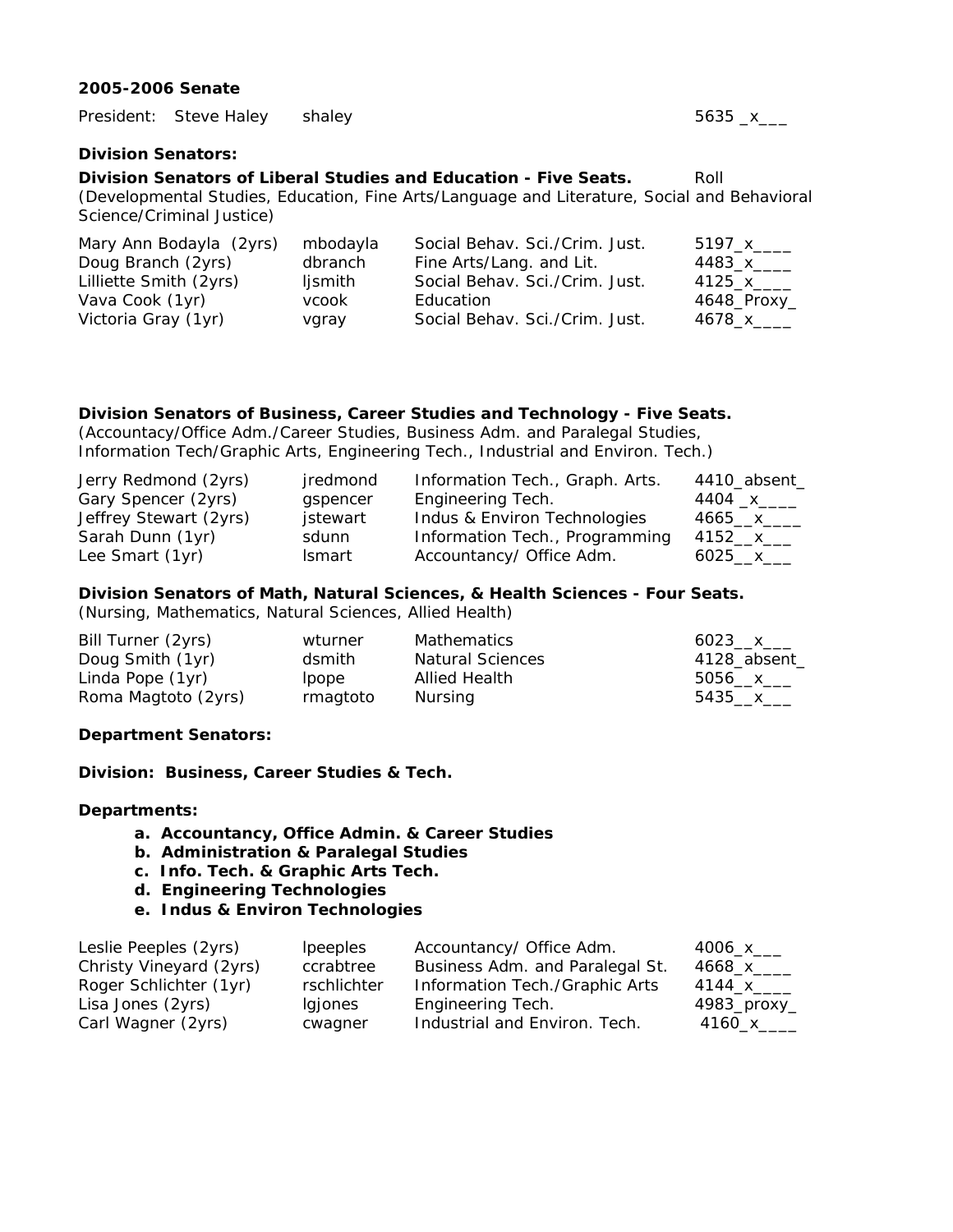**2005-2006 Senate**

President: Steve Haley shaley 5635 _x___

**Division Senators:**

**Division Senators of Liberal Studies and Education - Five Seats.** Roll
(Developmental Studies, Education, Fine Arts/Language and Literature, Social and Behavioral Science/Criminal Justice)

| Name | Username | Area | Roll |
|---|---|---|---|
| Mary Ann Bodayla (2yrs) | mbodayla | Social Behav. Sci./Crim. Just. | 5197_x____ |
| Doug Branch (2yrs) | dbranch | Fine Arts/Lang. and Lit. | 4483_x____ |
| Lilliette Smith (2yrs) | ljsmith | Social Behav. Sci./Crim. Just. | 4125_x____ |
| Vava Cook (1yr) | vcook | Education | 4648_Proxy_ |
| Victoria Gray (1yr) | vgray | Social Behav. Sci./Crim. Just. | 4678_x____ |

**Division Senators of Business, Career Studies and Technology - Five Seats.**
(Accountancy/Office Adm./Career Studies, Business Adm. and Paralegal Studies, Information Tech/Graphic Arts, Engineering Tech., Industrial and Environ. Tech.)

| Name | Username | Area | Roll |
|---|---|---|---|
| Jerry Redmond (2yrs) | jredmond | Information Tech., Graph. Arts. | 4410_absent_ |
| Gary Spencer (2yrs) | gspencer | Engineering Tech. | 4404 _x____ |
| Jeffrey Stewart (2yrs) | jstewart | Indus & Environ Technologies | 4665__x____ |
| Sarah Dunn (1yr) | sdunn | Information Tech., Programming | 4152__x___ |
| Lee Smart (1yr) | lsmart | Accountancy/ Office Adm. | 6025__x___ |

**Division Senators of Math, Natural Sciences, & Health Sciences - Four Seats.**
(Nursing, Mathematics, Natural Sciences, Allied Health)

| Name | Username | Area | Roll |
|---|---|---|---|
| Bill Turner (2yrs) | wturner | Mathematics | 6023__x___ |
| Doug Smith (1yr) | dsmith | Natural Sciences | 4128_absent_ |
| Linda Pope (1yr) | lpope | Allied Health | 5056__x___ |
| Roma Magtoto (2yrs) | rmagtoto | Nursing | 5435__x___ |

**Department Senators:**

**Division: Business, Career Studies & Tech.**

**Departments:**

a. **Accountancy, Office Admin. & Career Studies**
b. **Administration & Paralegal Studies**
c. **Info. Tech. & Graphic Arts Tech.**
d. **Engineering Technologies**
e. **Indus & Environ Technologies**

| Name | Username | Area | Roll |
|---|---|---|---|
| Leslie Peeples (2yrs) | lpeeples | Accountancy/ Office Adm. | 4006_x___ |
| Christy Vineyard (2yrs) | ccrabtree | Business Adm. and Paralegal St. | 4668_x____ |
| Roger Schlichter (1yr) | rschlichter | Information Tech./Graphic Arts | 4144_x____ |
| Lisa Jones (2yrs) | lgjones | Engineering Tech. | 4983_proxy_ |
| Carl Wagner (2yrs) | cwagner | Industrial and Environ. Tech. | 4160_x____ |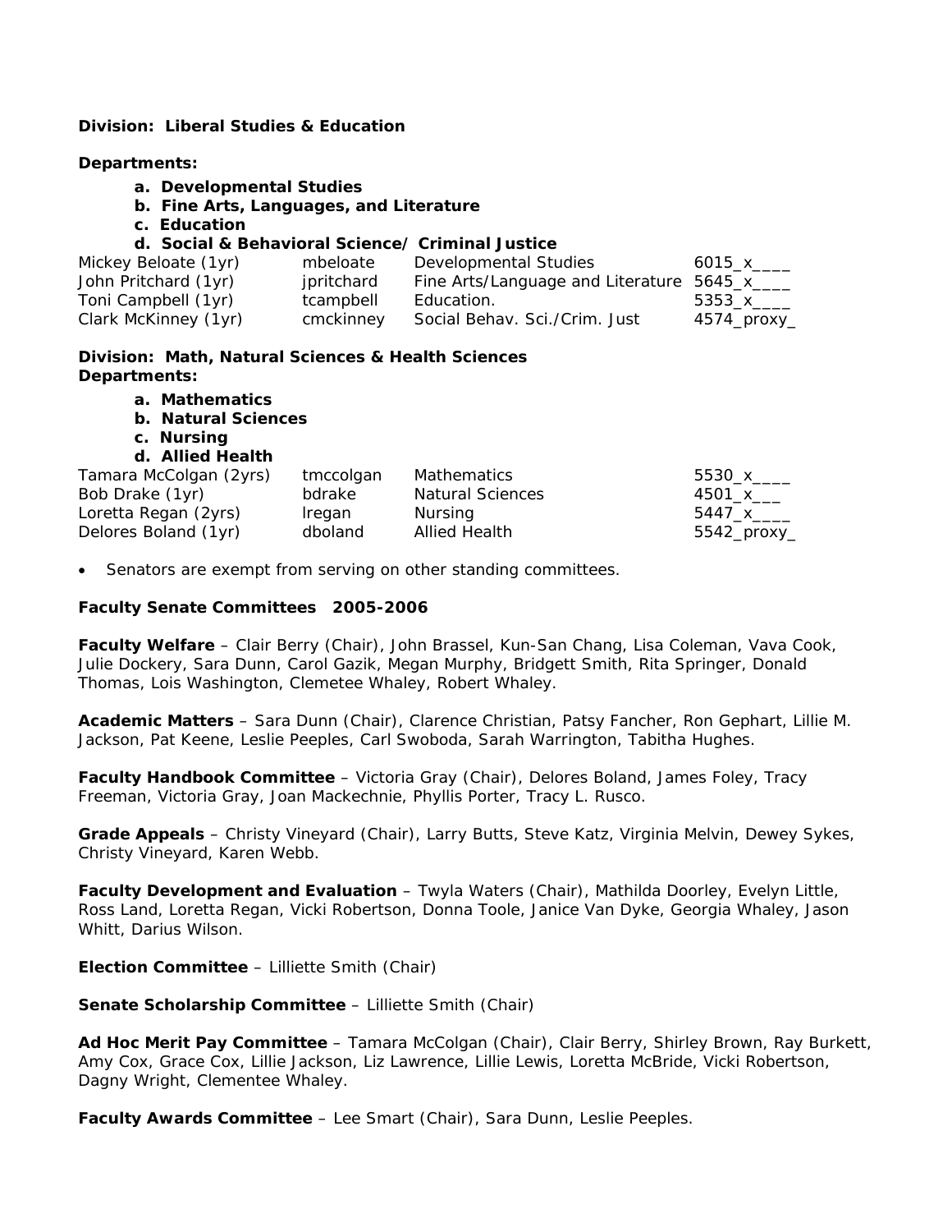**Division: Liberal Studies & Education**

**Departments:**

- **a. Developmental Studies**
- **b. Fine Arts, Languages, and Literature**
- **c. Education**
- **d. Social & Behavioral Science/ Criminal Justice**

| | | | |
|---|---|---|---|
| Mickey Beloate (1yr) | mbeloate | Developmental Studies | 6015_x____ |
| John Pritchard (1yr) | jpritchard | Fine Arts/Language and Literature | 5645_x____ |
| Toni Campbell (1yr) | tcampbell | Education. | 5353_x____ |
| Clark McKinney (1yr) | cmckinney | Social Behav. Sci./Crim. Just | 4574_proxy_ |

**Division: Math, Natural Sciences & Health Sciences**
**Departments:**

- **a. Mathematics**
- **b. Natural Sciences**
- **c. Nursing**
- **d. Allied Health**

| | | | |
|---|---|---|---|
| Tamara McColgan (2yrs) | tmccolgan | Mathematics | 5530_x____ |
| Bob Drake (1yr) | bdrake | Natural Sciences | 4501_x___ |
| Loretta Regan (2yrs) | lregan | Nursing | 5447_x____ |
| Delores Boland (1yr) | dboland | Allied Health | 5542_proxy_ |

- Senators are exempt from serving on other standing committees.

**Faculty Senate Committees 2005-2006**

**Faculty Welfare** – Clair Berry (Chair), John Brassel, Kun-San Chang, Lisa Coleman, Vava Cook, Julie Dockery, Sara Dunn, Carol Gazik, Megan Murphy, Bridgett Smith, Rita Springer, Donald Thomas, Lois Washington, Clemetee Whaley, Robert Whaley.

**Academic Matters** – Sara Dunn (Chair), Clarence Christian, Patsy Fancher, Ron Gephart, Lillie M. Jackson, Pat Keene, Leslie Peeples, Carl Swoboda, Sarah Warrington, Tabitha Hughes.

**Faculty Handbook Committee** – Victoria Gray (Chair), Delores Boland, James Foley, Tracy Freeman, Victoria Gray, Joan Mackechnie, Phyllis Porter, Tracy L. Rusco.

**Grade Appeals** – Christy Vineyard (Chair), Larry Butts, Steve Katz, Virginia Melvin, Dewey Sykes, Christy Vineyard, Karen Webb.

**Faculty Development and Evaluation** – Twyla Waters (Chair), Mathilda Doorley, Evelyn Little, Ross Land, Loretta Regan, Vicki Robertson, Donna Toole, Janice Van Dyke, Georgia Whaley, Jason Whitt, Darius Wilson.

**Election Committee** – Lilliette Smith (Chair)

**Senate Scholarship Committee** – Lilliette Smith (Chair)

**Ad Hoc Merit Pay Committee** – Tamara McColgan (Chair), Clair Berry, Shirley Brown, Ray Burkett, Amy Cox, Grace Cox, Lillie Jackson, Liz Lawrence, Lillie Lewis, Loretta McBride, Vicki Robertson, Dagny Wright, Clementee Whaley.

**Faculty Awards Committee** – Lee Smart (Chair), Sara Dunn, Leslie Peeples.